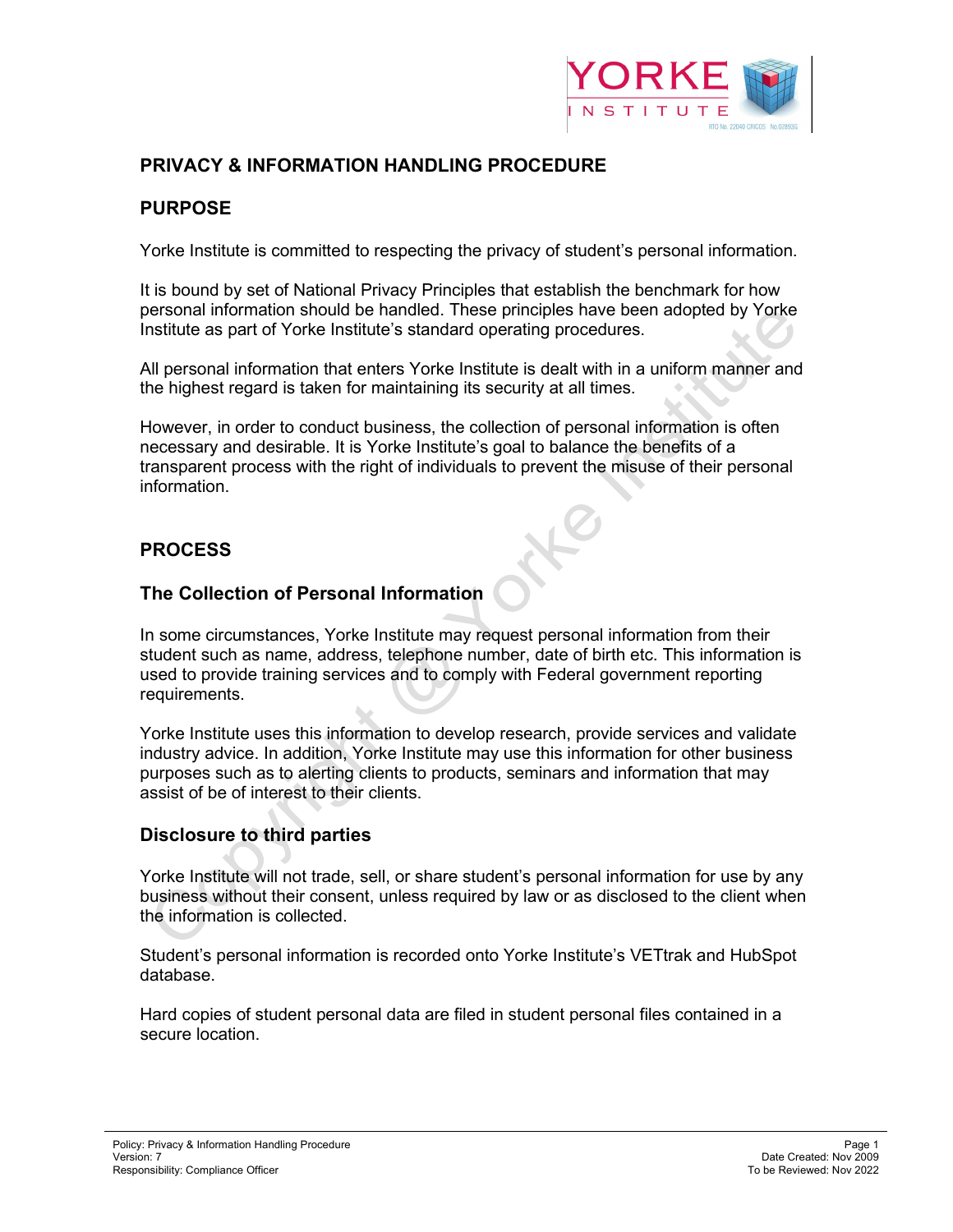# PRIVACY & INFORMATION HANDLING PROCEDURE

## PURPOSE

Yorke Institute is committed to respecting the privacy of student's personal information.

It is bound by set of National Privacy Principles that establish the benchmark for how personal information should be handled. These principles have been adopted by Yorke Institute as part of Yorke Institute's standard operating procedures.

All personal information that enters Yorke Institute is dealt with in a uniform manner and the highest regard is taken for maintaining its security at all times.

However, in order to conduct business, the collection of personal information is often necessary and desirable. It is Yorke Institute's goal to balance the benefits of a transparent process with the right of individuals to prevent the misuse of their personal information.

## PROCESS

### The Collection of Personal Information

In some circumstances, Yorke Institute may request personal information from their student such as name, address, telephone number, date of birth etc. This information is used to provide training services and to comply with Federal government reporting requirements.

Yorke Institute uses this information to develop research, provide services and validate industry advice. In addition, Yorke Institute may use this information for other business purposes such as to alerting clients to products, seminars and information that may assist of be of interest to their clients.

### Disclosure to third parties

Yorke Institute will not trade, sell, or share student's personal information for use by any business without their consent, unless required by law or as disclosed to the client when the information is collected.

Student's personal information is recorded onto Yorke Institute's VETtrak and HubSpot database.

Hard copies of student personal data are filed in student personal files contained in a secure location.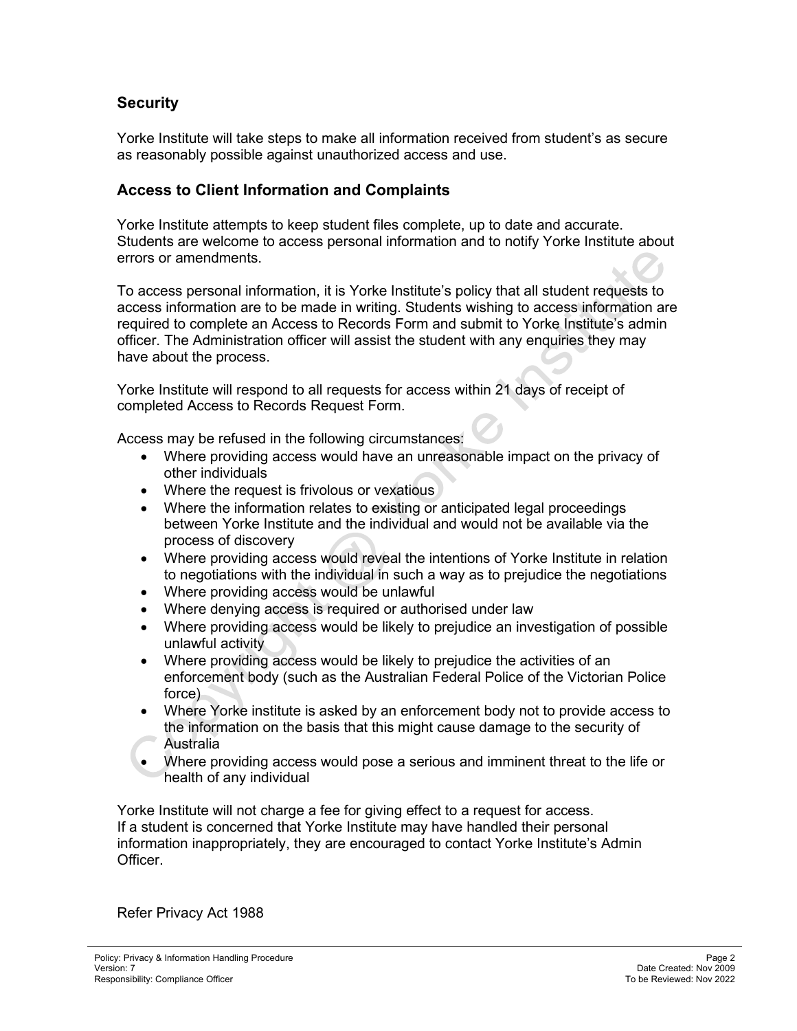## Security

Yorke Institute will take steps to make all information received from student's as secure as reasonably possible against unauthorized access and use.

## Access to Client Information and Complaints

Yorke Institute attempts to keep student files complete, up to date and accurate. Students are welcome to access personal information and to notify Yorke Institute about errors or amendments.

To access personal information, it is Yorke Institute's policy that all student requests to access information are to be made in writing. Students wishing to access information are required to complete an Access to Records Form and submit to Yorke Institute's admin officer. The Administration officer will assist the student with any enquiries they may have about the process.

Yorke Institute will respond to all requests for access within 21 days of receipt of completed Access to Records Request Form.

Access may be refused in the following circumstances:

- Where providing access would have an unreasonable impact on the privacy of other individuals
- Where the request is frivolous or vexatious
- Where the information relates to existing or anticipated legal proceedings between Yorke Institute and the individual and would not be available via the process of discovery
- Where providing access would reveal the intentions of Yorke Institute in relation to negotiations with the individual in such a way as to prejudice the negotiations
- Where providing access would be unlawful
- Where denying access is required or authorised under law
- Where providing access would be likely to prejudice an investigation of possible unlawful activity
- Where providing access would be likely to prejudice the activities of an enforcement body (such as the Australian Federal Police of the Victorian Police force)
- Where Yorke institute is asked by an enforcement body not to provide access to the information on the basis that this might cause damage to the security of Australia
- Where providing access would pose a serious and imminent threat to the life or health of any individual

Yorke Institute will not charge a fee for giving effect to a request for access.
If a student is concerned that Yorke Institute may have handled their personal information inappropriately, they are encouraged to contact Yorke Institute's Admin Officer.

Refer Privacy Act 1988